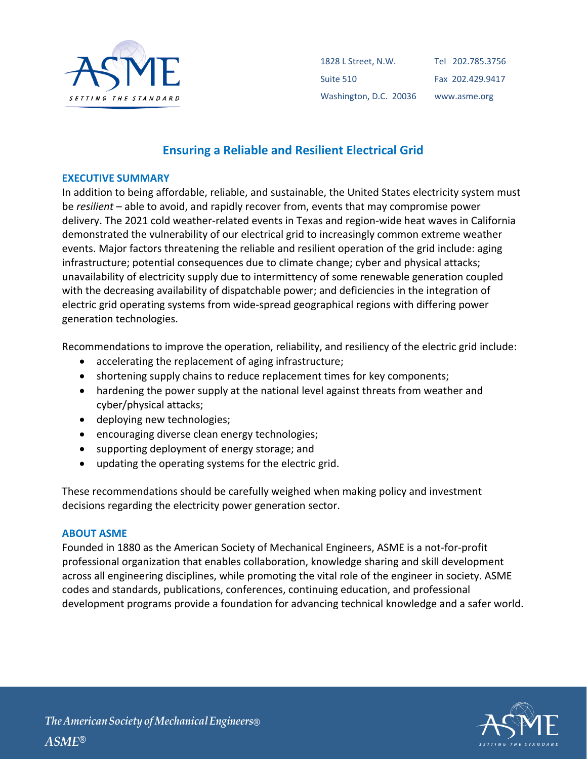1828 L Street, N.W.
Suite 510
Washington, D.C. 20036

Tel 202.785.3756
Fax 202.429.9417
www.asme.org

# Ensuring a Reliable and Resilient Electrical Grid

## EXECUTIVE SUMMARY

In addition to being affordable, reliable, and sustainable, the United States electricity system must be *resilient* – able to avoid, and rapidly recover from, events that may compromise power delivery. The 2021 cold weather-related events in Texas and region-wide heat waves in California demonstrated the vulnerability of our electrical grid to increasingly common extreme weather events. Major factors threatening the reliable and resilient operation of the grid include: aging infrastructure; potential consequences due to climate change; cyber and physical attacks; unavailability of electricity supply due to intermittency of some renewable generation coupled with the decreasing availability of dispatchable power; and deficiencies in the integration of electric grid operating systems from wide-spread geographical regions with differing power generation technologies.

Recommendations to improve the operation, reliability, and resiliency of the electric grid include:

- accelerating the replacement of aging infrastructure;
- shortening supply chains to reduce replacement times for key components;
- hardening the power supply at the national level against threats from weather and cyber/physical attacks;
- deploying new technologies;
- encouraging diverse clean energy technologies;
- supporting deployment of energy storage; and
- updating the operating systems for the electric grid.

These recommendations should be carefully weighed when making policy and investment decisions regarding the electricity power generation sector.

## ABOUT ASME

Founded in 1880 as the American Society of Mechanical Engineers, ASME is a not-for-profit professional organization that enables collaboration, knowledge sharing and skill development across all engineering disciplines, while promoting the vital role of the engineer in society. ASME codes and standards, publications, conferences, continuing education, and professional development programs provide a foundation for advancing technical knowledge and a safer world.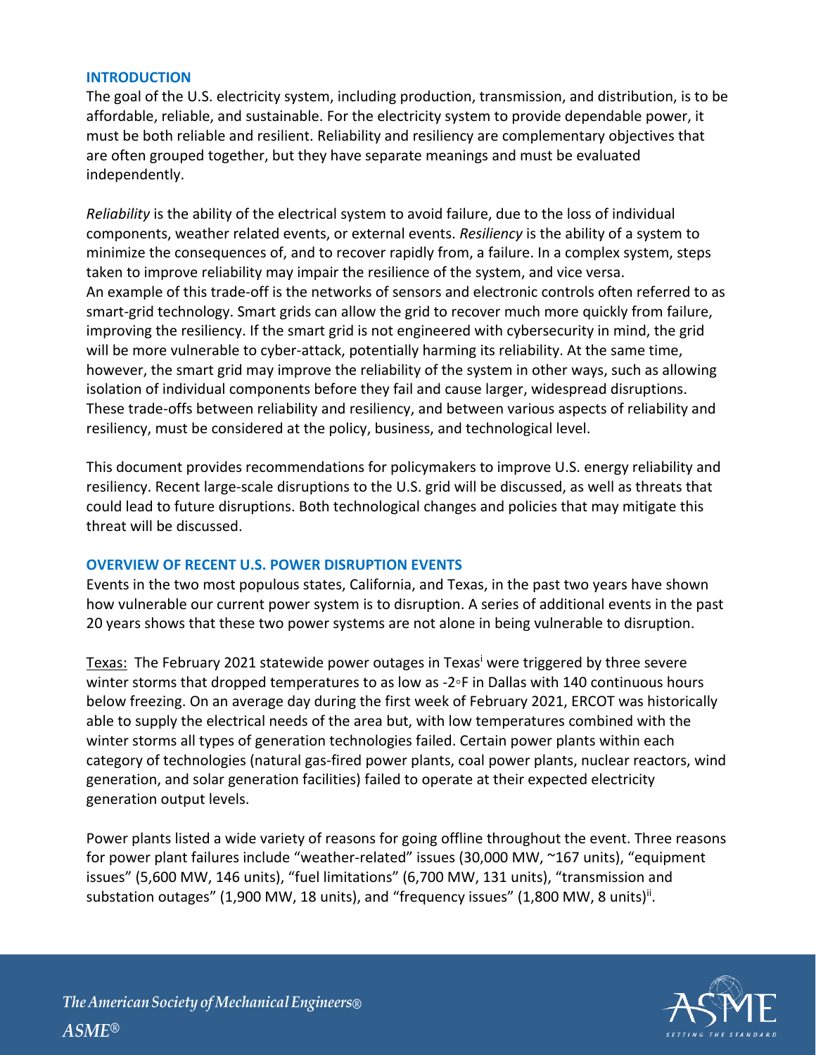## INTRODUCTION

The goal of the U.S. electricity system, including production, transmission, and distribution, is to be affordable, reliable, and sustainable. For the electricity system to provide dependable power, it must be both reliable and resilient. Reliability and resiliency are complementary objectives that are often grouped together, but they have separate meanings and must be evaluated independently.

*Reliability* is the ability of the electrical system to avoid failure, due to the loss of individual components, weather related events, or external events. *Resiliency* is the ability of a system to minimize the consequences of, and to recover rapidly from, a failure. In a complex system, steps taken to improve reliability may impair the resilience of the system, and vice versa. An example of this trade-off is the networks of sensors and electronic controls often referred to as smart-grid technology. Smart grids can allow the grid to recover much more quickly from failure, improving the resiliency. If the smart grid is not engineered with cybersecurity in mind, the grid will be more vulnerable to cyber-attack, potentially harming its reliability. At the same time, however, the smart grid may improve the reliability of the system in other ways, such as allowing isolation of individual components before they fail and cause larger, widespread disruptions. These trade-offs between reliability and resiliency, and between various aspects of reliability and resiliency, must be considered at the policy, business, and technological level.

This document provides recommendations for policymakers to improve U.S. energy reliability and resiliency. Recent large-scale disruptions to the U.S. grid will be discussed, as well as threats that could lead to future disruptions. Both technological changes and policies that may mitigate this threat will be discussed.

## OVERVIEW OF RECENT U.S. POWER DISRUPTION EVENTS

Events in the two most populous states, California, and Texas, in the past two years have shown how vulnerable our current power system is to disruption. A series of additional events in the past 20 years shows that these two power systems are not alone in being vulnerable to disruption.

Texas: The February 2021 statewide power outages in Texas[i] were triggered by three severe winter storms that dropped temperatures to as low as -2◦F in Dallas with 140 continuous hours below freezing. On an average day during the first week of February 2021, ERCOT was historically able to supply the electrical needs of the area but, with low temperatures combined with the winter storms all types of generation technologies failed. Certain power plants within each category of technologies (natural gas-fired power plants, coal power plants, nuclear reactors, wind generation, and solar generation facilities) failed to operate at their expected electricity generation output levels.

Power plants listed a wide variety of reasons for going offline throughout the event. Three reasons for power plant failures include "weather-related" issues (30,000 MW, ~167 units), "equipment issues" (5,600 MW, 146 units), "fuel limitations" (6,700 MW, 131 units), "transmission and substation outages" (1,900 MW, 18 units), and "frequency issues" (1,800 MW, 8 units)[ii].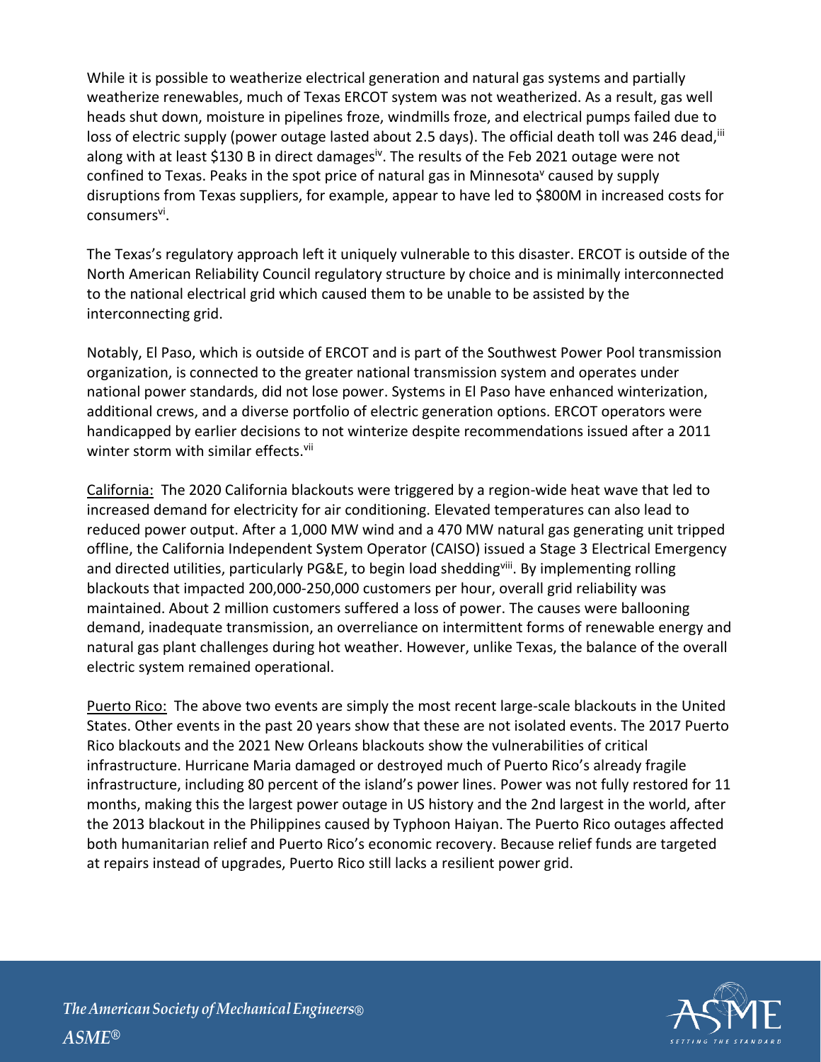While it is possible to weatherize electrical generation and natural gas systems and partially weatherize renewables, much of Texas ERCOT system was not weatherized. As a result, gas well heads shut down, moisture in pipelines froze, windmills froze, and electrical pumps failed due to loss of electric supply (power outage lasted about 2.5 days). The official death toll was 246 dead,[iii] along with at least $130 B in direct damages[iv]. The results of the Feb 2021 outage were not confined to Texas. Peaks in the spot price of natural gas in Minnesota[v] caused by supply disruptions from Texas suppliers, for example, appear to have led to $800M in increased costs for consumers[vi].

The Texas's regulatory approach left it uniquely vulnerable to this disaster. ERCOT is outside of the North American Reliability Council regulatory structure by choice and is minimally interconnected to the national electrical grid which caused them to be unable to be assisted by the interconnecting grid.

Notably, El Paso, which is outside of ERCOT and is part of the Southwest Power Pool transmission organization, is connected to the greater national transmission system and operates under national power standards, did not lose power. Systems in El Paso have enhanced winterization, additional crews, and a diverse portfolio of electric generation options. ERCOT operators were handicapped by earlier decisions to not winterize despite recommendations issued after a 2011 winter storm with similar effects.[vii]

<u>California:</u> The 2020 California blackouts were triggered by a region-wide heat wave that led to increased demand for electricity for air conditioning. Elevated temperatures can also lead to reduced power output. After a 1,000 MW wind and a 470 MW natural gas generating unit tripped offline, the California Independent System Operator (CAISO) issued a Stage 3 Electrical Emergency and directed utilities, particularly PG&E, to begin load shedding[viii]. By implementing rolling blackouts that impacted 200,000-250,000 customers per hour, overall grid reliability was maintained. About 2 million customers suffered a loss of power. The causes were ballooning demand, inadequate transmission, an overreliance on intermittent forms of renewable energy and natural gas plant challenges during hot weather. However, unlike Texas, the balance of the overall electric system remained operational.

<u>Puerto Rico:</u> The above two events are simply the most recent large-scale blackouts in the United States. Other events in the past 20 years show that these are not isolated events. The 2017 Puerto Rico blackouts and the 2021 New Orleans blackouts show the vulnerabilities of critical infrastructure. Hurricane Maria damaged or destroyed much of Puerto Rico's already fragile infrastructure, including 80 percent of the island's power lines. Power was not fully restored for 11 months, making this the largest power outage in US history and the 2nd largest in the world, after the 2013 blackout in the Philippines caused by Typhoon Haiyan. The Puerto Rico outages affected both humanitarian relief and Puerto Rico's economic recovery. Because relief funds are targeted at repairs instead of upgrades, Puerto Rico still lacks a resilient power grid.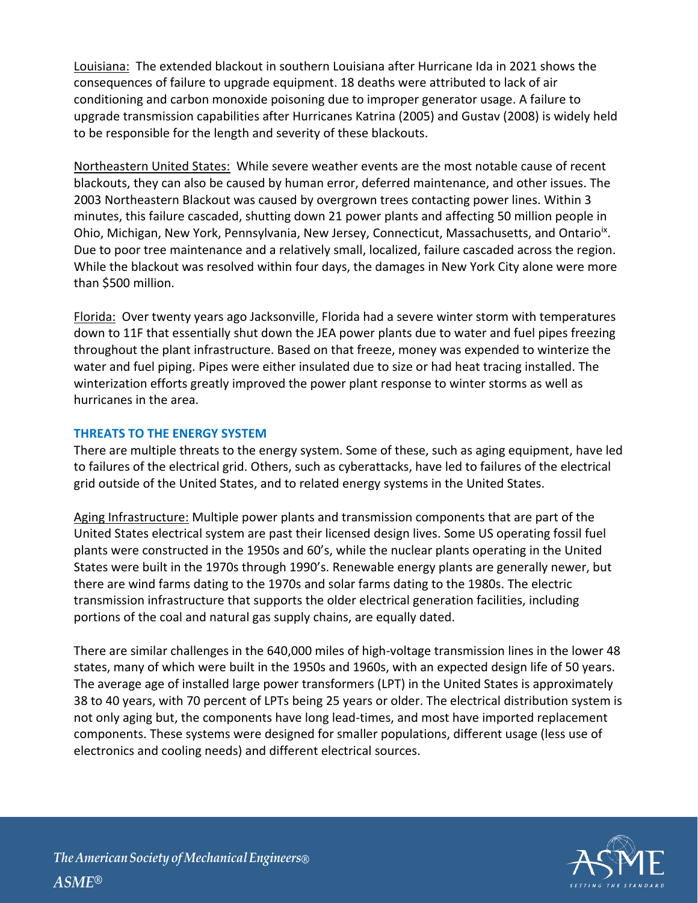Louisiana: The extended blackout in southern Louisiana after Hurricane Ida in 2021 shows the consequences of failure to upgrade equipment. 18 deaths were attributed to lack of air conditioning and carbon monoxide poisoning due to improper generator usage. A failure to upgrade transmission capabilities after Hurricanes Katrina (2005) and Gustav (2008) is widely held to be responsible for the length and severity of these blackouts.

Northeastern United States: While severe weather events are the most notable cause of recent blackouts, they can also be caused by human error, deferred maintenance, and other issues. The 2003 Northeastern Blackout was caused by overgrown trees contacting power lines. Within 3 minutes, this failure cascaded, shutting down 21 power plants and affecting 50 million people in Ohio, Michigan, New York, Pennsylvania, New Jersey, Connecticut, Massachusetts, and Ontario[ix]. Due to poor tree maintenance and a relatively small, localized, failure cascaded across the region. While the blackout was resolved within four days, the damages in New York City alone were more than $500 million.

Florida: Over twenty years ago Jacksonville, Florida had a severe winter storm with temperatures down to 11F that essentially shut down the JEA power plants due to water and fuel pipes freezing throughout the plant infrastructure. Based on that freeze, money was expended to winterize the water and fuel piping. Pipes were either insulated due to size or had heat tracing installed. The winterization efforts greatly improved the power plant response to winter storms as well as hurricanes in the area.

## THREATS TO THE ENERGY SYSTEM

There are multiple threats to the energy system. Some of these, such as aging equipment, have led to failures of the electrical grid. Others, such as cyberattacks, have led to failures of the electrical grid outside of the United States, and to related energy systems in the United States.

Aging Infrastructure: Multiple power plants and transmission components that are part of the United States electrical system are past their licensed design lives. Some US operating fossil fuel plants were constructed in the 1950s and 60's, while the nuclear plants operating in the United States were built in the 1970s through 1990's. Renewable energy plants are generally newer, but there are wind farms dating to the 1970s and solar farms dating to the 1980s. The electric transmission infrastructure that supports the older electrical generation facilities, including portions of the coal and natural gas supply chains, are equally dated.

There are similar challenges in the 640,000 miles of high-voltage transmission lines in the lower 48 states, many of which were built in the 1950s and 1960s, with an expected design life of 50 years. The average age of installed large power transformers (LPT) in the United States is approximately 38 to 40 years, with 70 percent of LPTs being 25 years or older. The electrical distribution system is not only aging but, the components have long lead-times, and most have imported replacement components. These systems were designed for smaller populations, different usage (less use of electronics and cooling needs) and different electrical sources.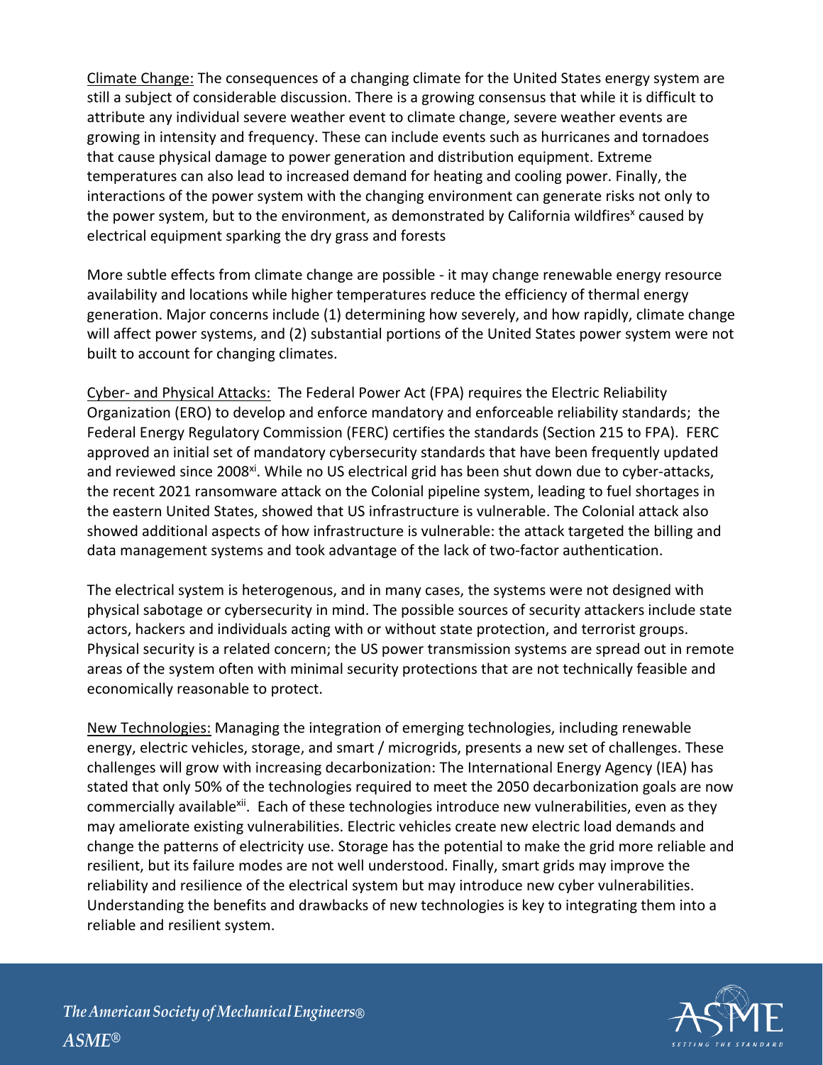Climate Change: The consequences of a changing climate for the United States energy system are still a subject of considerable discussion. There is a growing consensus that while it is difficult to attribute any individual severe weather event to climate change, severe weather events are growing in intensity and frequency. These can include events such as hurricanes and tornadoes that cause physical damage to power generation and distribution equipment. Extreme temperatures can also lead to increased demand for heating and cooling power. Finally, the interactions of the power system with the changing environment can generate risks not only to the power system, but to the environment, as demonstrated by California wildfires[x] caused by electrical equipment sparking the dry grass and forests

More subtle effects from climate change are possible - it may change renewable energy resource availability and locations while higher temperatures reduce the efficiency of thermal energy generation. Major concerns include (1) determining how severely, and how rapidly, climate change will affect power systems, and (2) substantial portions of the United States power system were not built to account for changing climates.

Cyber- and Physical Attacks: The Federal Power Act (FPA) requires the Electric Reliability Organization (ERO) to develop and enforce mandatory and enforceable reliability standards; the Federal Energy Regulatory Commission (FERC) certifies the standards (Section 215 to FPA). FERC approved an initial set of mandatory cybersecurity standards that have been frequently updated and reviewed since 2008[xi]. While no US electrical grid has been shut down due to cyber-attacks, the recent 2021 ransomware attack on the Colonial pipeline system, leading to fuel shortages in the eastern United States, showed that US infrastructure is vulnerable. The Colonial attack also showed additional aspects of how infrastructure is vulnerable: the attack targeted the billing and data management systems and took advantage of the lack of two-factor authentication.

The electrical system is heterogenous, and in many cases, the systems were not designed with physical sabotage or cybersecurity in mind. The possible sources of security attackers include state actors, hackers and individuals acting with or without state protection, and terrorist groups. Physical security is a related concern; the US power transmission systems are spread out in remote areas of the system often with minimal security protections that are not technically feasible and economically reasonable to protect.

New Technologies: Managing the integration of emerging technologies, including renewable energy, electric vehicles, storage, and smart / microgrids, presents a new set of challenges. These challenges will grow with increasing decarbonization: The International Energy Agency (IEA) has stated that only 50% of the technologies required to meet the 2050 decarbonization goals are now commercially available[xii]. Each of these technologies introduce new vulnerabilities, even as they may ameliorate existing vulnerabilities. Electric vehicles create new electric load demands and change the patterns of electricity use. Storage has the potential to make the grid more reliable and resilient, but its failure modes are not well understood. Finally, smart grids may improve the reliability and resilience of the electrical system but may introduce new cyber vulnerabilities. Understanding the benefits and drawbacks of new technologies is key to integrating them into a reliable and resilient system.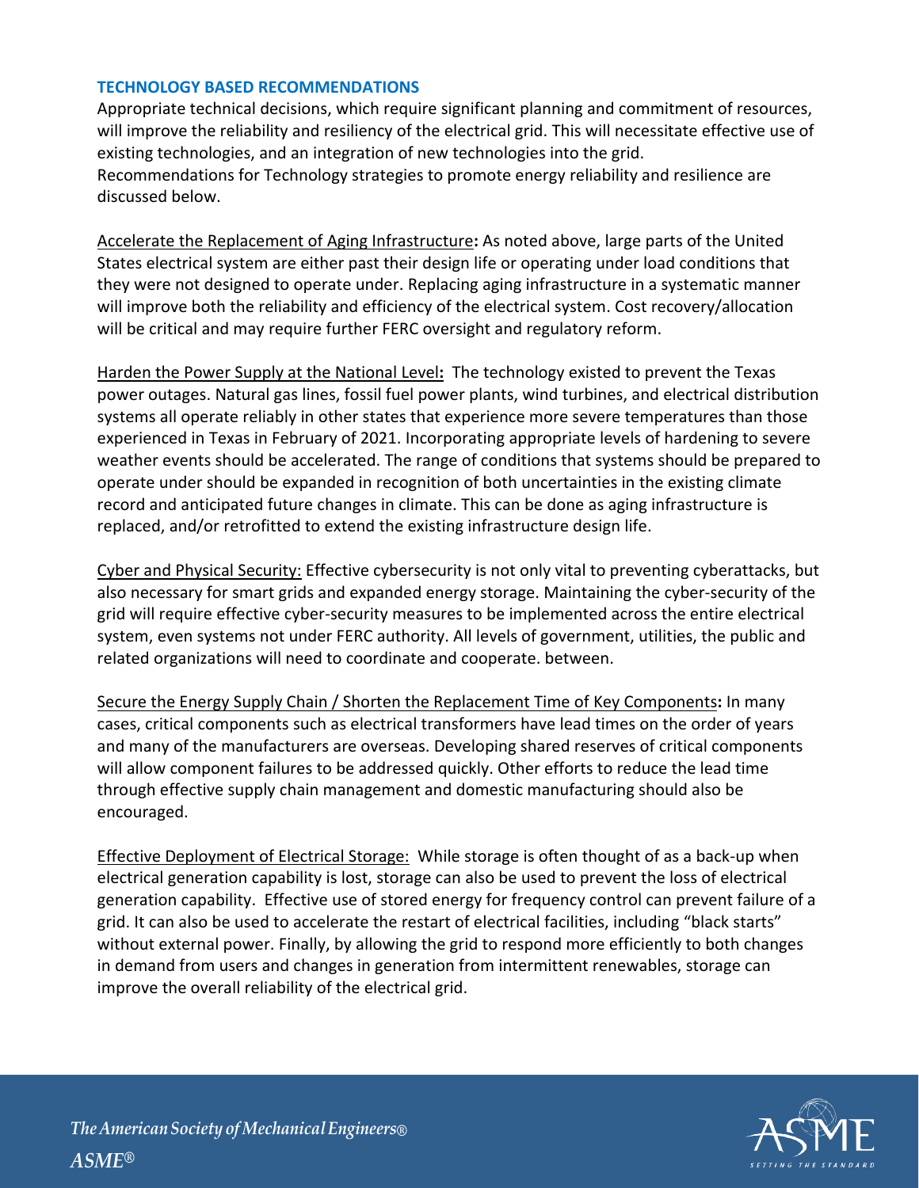## TECHNOLOGY BASED RECOMMENDATIONS

Appropriate technical decisions, which require significant planning and commitment of resources, will improve the reliability and resiliency of the electrical grid. This will necessitate effective use of existing technologies, and an integration of new technologies into the grid.
Recommendations for Technology strategies to promote energy reliability and resilience are discussed below.

Accelerate the Replacement of Aging Infrastructure**:** As noted above, large parts of the United States electrical system are either past their design life or operating under load conditions that they were not designed to operate under. Replacing aging infrastructure in a systematic manner will improve both the reliability and efficiency of the electrical system. Cost recovery/allocation will be critical and may require further FERC oversight and regulatory reform.

Harden the Power Supply at the National Level**:** The technology existed to prevent the Texas power outages. Natural gas lines, fossil fuel power plants, wind turbines, and electrical distribution systems all operate reliably in other states that experience more severe temperatures than those experienced in Texas in February of 2021. Incorporating appropriate levels of hardening to severe weather events should be accelerated. The range of conditions that systems should be prepared to operate under should be expanded in recognition of both uncertainties in the existing climate record and anticipated future changes in climate. This can be done as aging infrastructure is replaced, and/or retrofitted to extend the existing infrastructure design life.

Cyber and Physical Security: Effective cybersecurity is not only vital to preventing cyberattacks, but also necessary for smart grids and expanded energy storage. Maintaining the cyber-security of the grid will require effective cyber-security measures to be implemented across the entire electrical system, even systems not under FERC authority. All levels of government, utilities, the public and related organizations will need to coordinate and cooperate. between.

Secure the Energy Supply Chain / Shorten the Replacement Time of Key Components**:** In many cases, critical components such as electrical transformers have lead times on the order of years and many of the manufacturers are overseas. Developing shared reserves of critical components will allow component failures to be addressed quickly. Other efforts to reduce the lead time through effective supply chain management and domestic manufacturing should also be encouraged.

Effective Deployment of Electrical Storage: While storage is often thought of as a back-up when electrical generation capability is lost, storage can also be used to prevent the loss of electrical generation capability. Effective use of stored energy for frequency control can prevent failure of a grid. It can also be used to accelerate the restart of electrical facilities, including "black starts" without external power. Finally, by allowing the grid to respond more efficiently to both changes in demand from users and changes in generation from intermittent renewables, storage can improve the overall reliability of the electrical grid.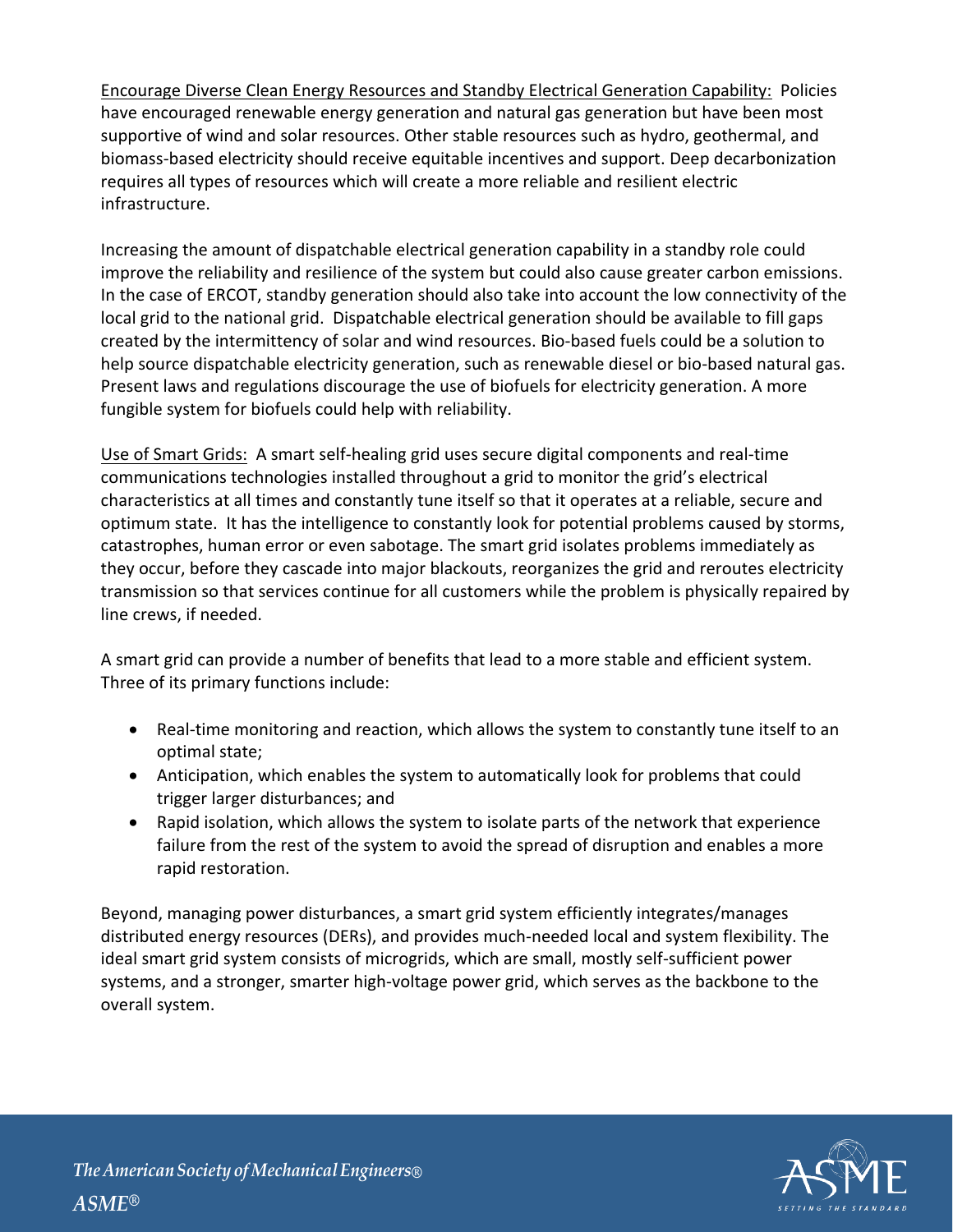<u>Encourage Diverse Clean Energy Resources and Standby Electrical Generation Capability:</u> Policies have encouraged renewable energy generation and natural gas generation but have been most supportive of wind and solar resources. Other stable resources such as hydro, geothermal, and biomass-based electricity should receive equitable incentives and support. Deep decarbonization requires all types of resources which will create a more reliable and resilient electric infrastructure.

Increasing the amount of dispatchable electrical generation capability in a standby role could improve the reliability and resilience of the system but could also cause greater carbon emissions. In the case of ERCOT, standby generation should also take into account the low connectivity of the local grid to the national grid. Dispatchable electrical generation should be available to fill gaps created by the intermittency of solar and wind resources. Bio-based fuels could be a solution to help source dispatchable electricity generation, such as renewable diesel or bio-based natural gas. Present laws and regulations discourage the use of biofuels for electricity generation. A more fungible system for biofuels could help with reliability.

<u>Use of Smart Grids:</u> A smart self-healing grid uses secure digital components and real-time communications technologies installed throughout a grid to monitor the grid's electrical characteristics at all times and constantly tune itself so that it operates at a reliable, secure and optimum state. It has the intelligence to constantly look for potential problems caused by storms, catastrophes, human error or even sabotage. The smart grid isolates problems immediately as they occur, before they cascade into major blackouts, reorganizes the grid and reroutes electricity transmission so that services continue for all customers while the problem is physically repaired by line crews, if needed.

A smart grid can provide a number of benefits that lead to a more stable and efficient system. Three of its primary functions include:

- Real-time monitoring and reaction, which allows the system to constantly tune itself to an optimal state;
- Anticipation, which enables the system to automatically look for problems that could trigger larger disturbances; and
- Rapid isolation, which allows the system to isolate parts of the network that experience failure from the rest of the system to avoid the spread of disruption and enables a more rapid restoration.

Beyond, managing power disturbances, a smart grid system efficiently integrates/manages distributed energy resources (DERs), and provides much-needed local and system flexibility. The ideal smart grid system consists of microgrids, which are small, mostly self-sufficient power systems, and a stronger, smarter high-voltage power grid, which serves as the backbone to the overall system.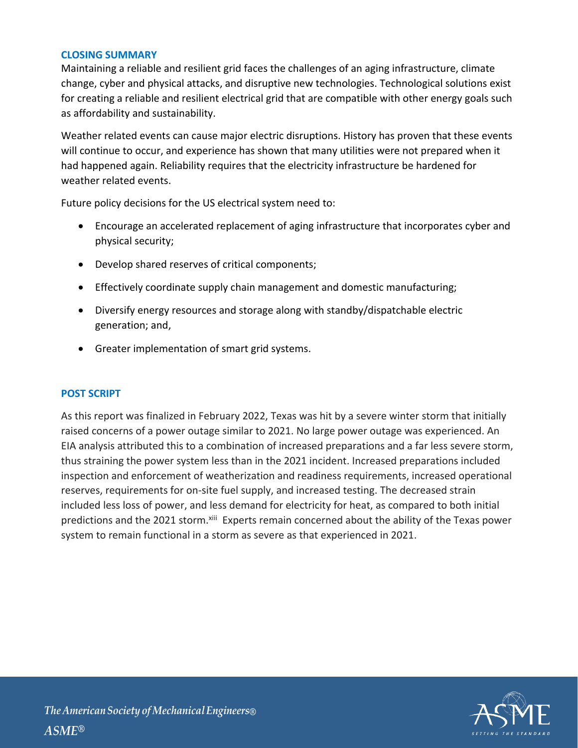## CLOSING SUMMARY

Maintaining a reliable and resilient grid faces the challenges of an aging infrastructure, climate change, cyber and physical attacks, and disruptive new technologies. Technological solutions exist for creating a reliable and resilient electrical grid that are compatible with other energy goals such as affordability and sustainability.

Weather related events can cause major electric disruptions. History has proven that these events will continue to occur, and experience has shown that many utilities were not prepared when it had happened again. Reliability requires that the electricity infrastructure be hardened for weather related events.

Future policy decisions for the US electrical system need to:

- Encourage an accelerated replacement of aging infrastructure that incorporates cyber and physical security;
- Develop shared reserves of critical components;
- Effectively coordinate supply chain management and domestic manufacturing;
- Diversify energy resources and storage along with standby/dispatchable electric generation; and,
- Greater implementation of smart grid systems.

## POST SCRIPT

As this report was finalized in February 2022, Texas was hit by a severe winter storm that initially raised concerns of a power outage similar to 2021. No large power outage was experienced. An EIA analysis attributed this to a combination of increased preparations and a far less severe storm, thus straining the power system less than in the 2021 incident. Increased preparations included inspection and enforcement of weatherization and readiness requirements, increased operational reserves, requirements for on-site fuel supply, and increased testing. The decreased strain included less loss of power, and less demand for electricity for heat, as compared to both initial predictions and the 2021 storm.[xiii] Experts remain concerned about the ability of the Texas power system to remain functional in a storm as severe as that experienced in 2021.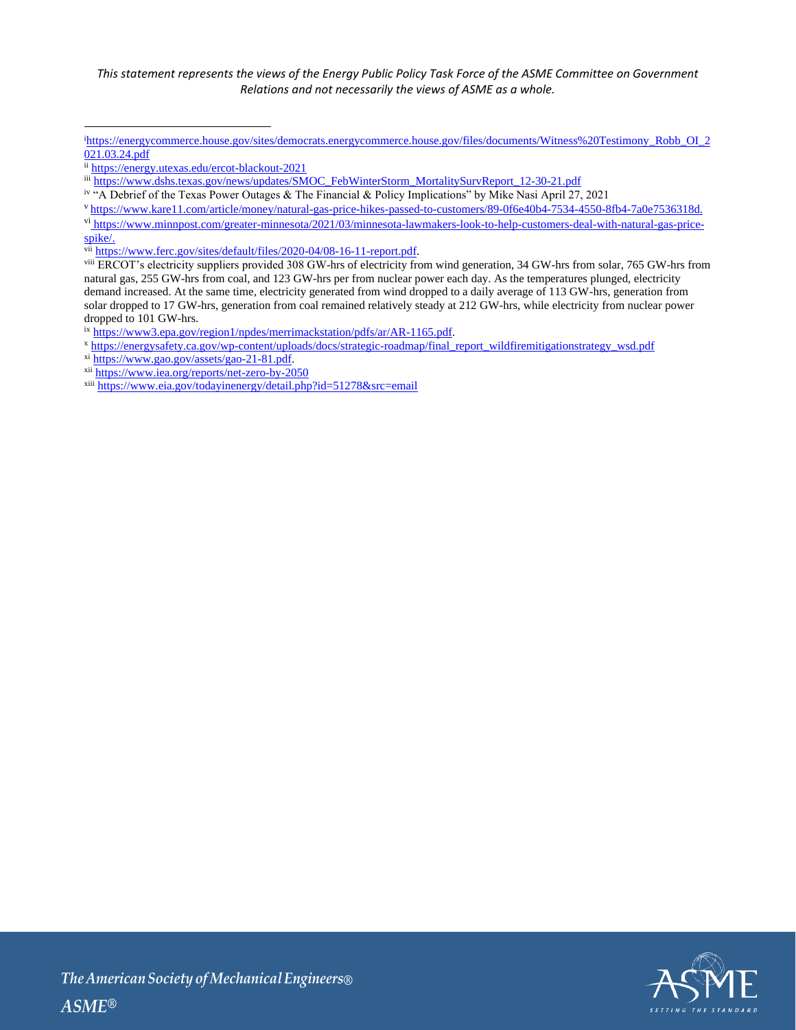*This statement represents the views of the Energy Public Policy Task Force of the ASME Committee on Government Relations and not necessarily the views of ASME as a whole.*

---

[i] https://energycommerce.house.gov/sites/democrats.energycommerce.house.gov/files/documents/Witness%20Testimony_Robb_OI_2021.03.24.pdf

[ii] https://energy.utexas.edu/ercot-blackout-2021

[iii] https://www.dshs.texas.gov/news/updates/SMOC_FebWinterStorm_MortalitySurvReport_12-30-21.pdf

[iv] "A Debrief of the Texas Power Outages & The Financial & Policy Implications" by Mike Nasi April 27, 2021

[v] https://www.kare11.com/article/money/natural-gas-price-hikes-passed-to-customers/89-0f6e40b4-7534-4550-8fb4-7a0e7536318d.

[vi] https://www.minnpost.com/greater-minnesota/2021/03/minnesota-lawmakers-look-to-help-customers-deal-with-natural-gas-price-spike/.

[vii] https://www.ferc.gov/sites/default/files/2020-04/08-16-11-report.pdf.

[viii] ERCOT's electricity suppliers provided 308 GW-hrs of electricity from wind generation, 34 GW-hrs from solar, 765 GW-hrs from natural gas, 255 GW-hrs from coal, and 123 GW-hrs per from nuclear power each day. As the temperatures plunged, electricity demand increased. At the same time, electricity generated from wind dropped to a daily average of 113 GW-hrs, generation from solar dropped to 17 GW-hrs, generation from coal remained relatively steady at 212 GW-hrs, while electricity from nuclear power dropped to 101 GW-hrs.

[ix] https://www3.epa.gov/region1/npdes/merrimackstation/pdfs/ar/AR-1165.pdf.

[x] https://energysafety.ca.gov/wp-content/uploads/docs/strategic-roadmap/final_report_wildfiremitigationstrategy_wsd.pdf

[xi] https://www.gao.gov/assets/gao-21-81.pdf.

[xii] https://www.iea.org/reports/net-zero-by-2050

[xiii] https://www.eia.gov/todayinenergy/detail.php?id=51278&src=email

*The American Society of Mechanical Engineers®*
*ASME®*